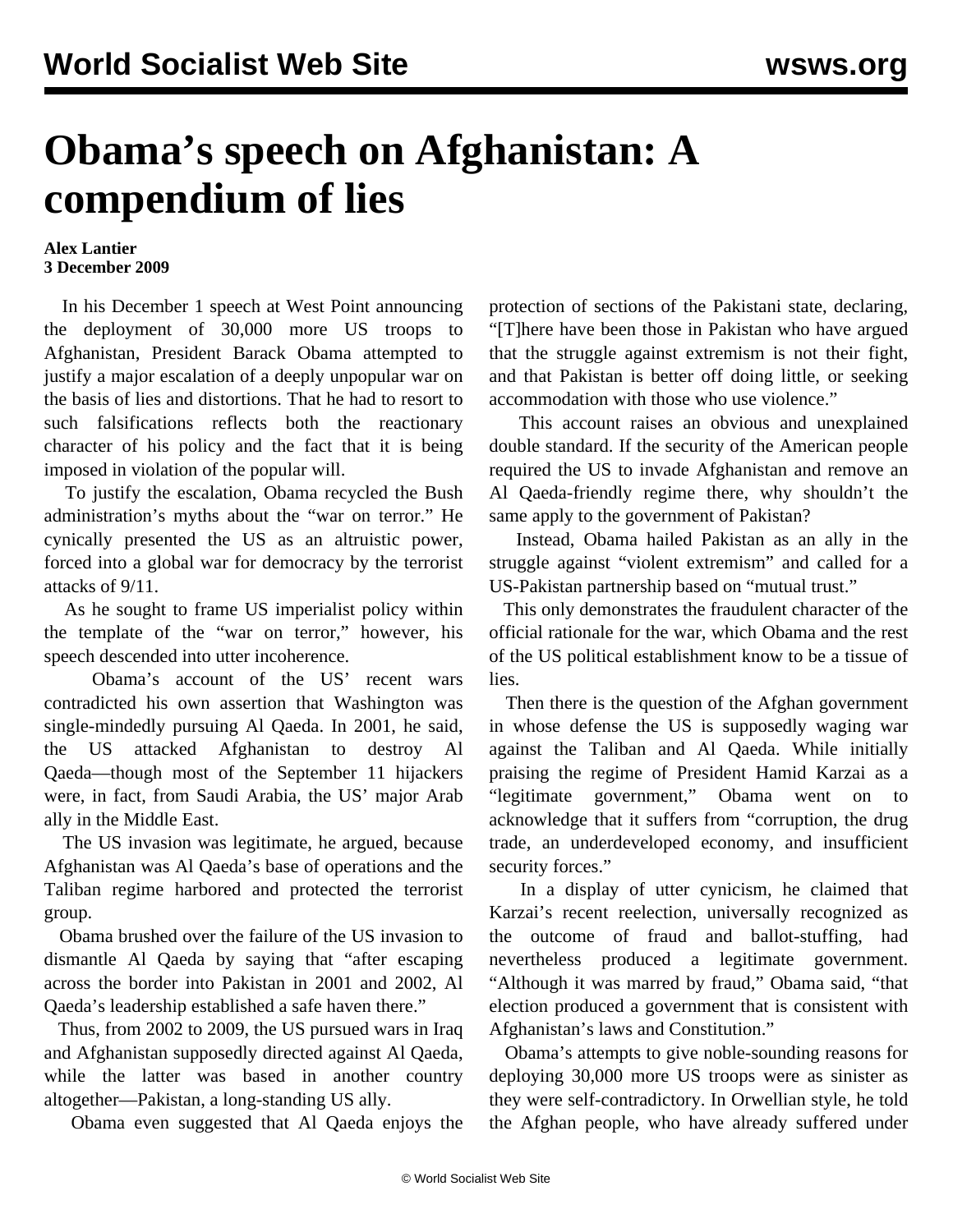# Obama's speech on Afghanistan: A compendium of lies

**Alex Lantier**
**3 December 2009**

In his December 1 speech at West Point announcing the deployment of 30,000 more US troops to Afghanistan, President Barack Obama attempted to justify a major escalation of a deeply unpopular war on the basis of lies and distortions. That he had to resort to such falsifications reflects both the reactionary character of his policy and the fact that it is being imposed in violation of the popular will.

To justify the escalation, Obama recycled the Bush administration's myths about the "war on terror." He cynically presented the US as an altruistic power, forced into a global war for democracy by the terrorist attacks of 9/11.

As he sought to frame US imperialist policy within the template of the "war on terror," however, his speech descended into utter incoherence.

Obama's account of the US' recent wars contradicted his own assertion that Washington was single-mindedly pursuing Al Qaeda. In 2001, he said, the US attacked Afghanistan to destroy Al Qaeda—though most of the September 11 hijackers were, in fact, from Saudi Arabia, the US' major Arab ally in the Middle East.

The US invasion was legitimate, he argued, because Afghanistan was Al Qaeda's base of operations and the Taliban regime harbored and protected the terrorist group.

Obama brushed over the failure of the US invasion to dismantle Al Qaeda by saying that "after escaping across the border into Pakistan in 2001 and 2002, Al Qaeda's leadership established a safe haven there."

Thus, from 2002 to 2009, the US pursued wars in Iraq and Afghanistan supposedly directed against Al Qaeda, while the latter was based in another country altogether—Pakistan, a long-standing US ally.

Obama even suggested that Al Qaeda enjoys the protection of sections of the Pakistani state, declaring, "[T]here have been those in Pakistan who have argued that the struggle against extremism is not their fight, and that Pakistan is better off doing little, or seeking accommodation with those who use violence."

This account raises an obvious and unexplained double standard. If the security of the American people required the US to invade Afghanistan and remove an Al Qaeda-friendly regime there, why shouldn't the same apply to the government of Pakistan?

Instead, Obama hailed Pakistan as an ally in the struggle against "violent extremism" and called for a US-Pakistan partnership based on "mutual trust."

This only demonstrates the fraudulent character of the official rationale for the war, which Obama and the rest of the US political establishment know to be a tissue of lies.

Then there is the question of the Afghan government in whose defense the US is supposedly waging war against the Taliban and Al Qaeda. While initially praising the regime of President Hamid Karzai as a "legitimate government," Obama went on to acknowledge that it suffers from "corruption, the drug trade, an underdeveloped economy, and insufficient security forces."

In a display of utter cynicism, he claimed that Karzai's recent reelection, universally recognized as the outcome of fraud and ballot-stuffing, had nevertheless produced a legitimate government. "Although it was marred by fraud," Obama said, "that election produced a government that is consistent with Afghanistan's laws and Constitution."

Obama's attempts to give noble-sounding reasons for deploying 30,000 more US troops were as sinister as they were self-contradictory. In Orwellian style, he told the Afghan people, who have already suffered under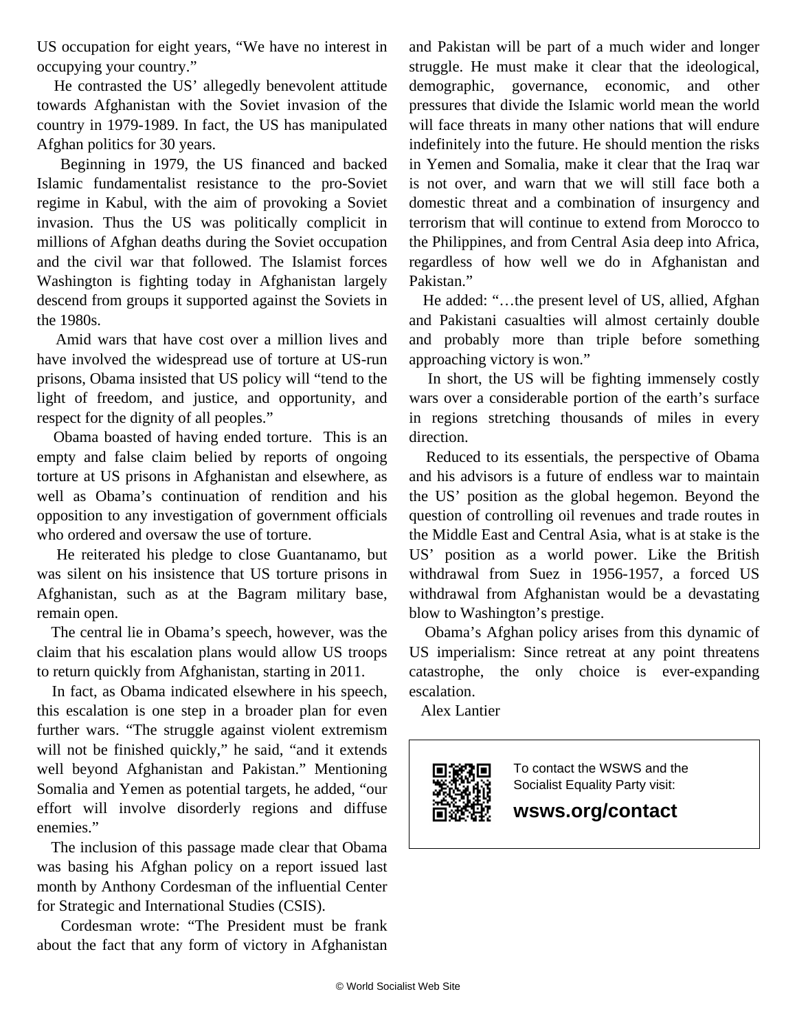US occupation for eight years, “We have no interest in occupying your country.”

He contrasted the US’ allegedly benevolent attitude towards Afghanistan with the Soviet invasion of the country in 1979-1989. In fact, the US has manipulated Afghan politics for 30 years.

Beginning in 1979, the US financed and backed Islamic fundamentalist resistance to the pro-Soviet regime in Kabul, with the aim of provoking a Soviet invasion. Thus the US was politically complicit in millions of Afghan deaths during the Soviet occupation and the civil war that followed. The Islamist forces Washington is fighting today in Afghanistan largely descend from groups it supported against the Soviets in the 1980s.

Amid wars that have cost over a million lives and have involved the widespread use of torture at US-run prisons, Obama insisted that US policy will “tend to the light of freedom, and justice, and opportunity, and respect for the dignity of all peoples.”

Obama boasted of having ended torture. This is an empty and false claim belied by reports of ongoing torture at US prisons in Afghanistan and elsewhere, as well as Obama’s continuation of rendition and his opposition to any investigation of government officials who ordered and oversaw the use of torture.

He reiterated his pledge to close Guantanamo, but was silent on his insistence that US torture prisons in Afghanistan, such as at the Bagram military base, remain open.

The central lie in Obama’s speech, however, was the claim that his escalation plans would allow US troops to return quickly from Afghanistan, starting in 2011.

In fact, as Obama indicated elsewhere in his speech, this escalation is one step in a broader plan for even further wars. “The struggle against violent extremism will not be finished quickly,” he said, “and it extends well beyond Afghanistan and Pakistan.” Mentioning Somalia and Yemen as potential targets, he added, “our effort will involve disorderly regions and diffuse enemies.”

The inclusion of this passage made clear that Obama was basing his Afghan policy on a report issued last month by Anthony Cordesman of the influential Center for Strategic and International Studies (CSIS).

Cordesman wrote: “The President must be frank about the fact that any form of victory in Afghanistan and Pakistan will be part of a much wider and longer struggle. He must make it clear that the ideological, demographic, governance, economic, and other pressures that divide the Islamic world mean the world will face threats in many other nations that will endure indefinitely into the future. He should mention the risks in Yemen and Somalia, make it clear that the Iraq war is not over, and warn that we will still face both a domestic threat and a combination of insurgency and terrorism that will continue to extend from Morocco to the Philippines, and from Central Asia deep into Africa, regardless of how well we do in Afghanistan and Pakistan.”

He added: “…the present level of US, allied, Afghan and Pakistani casualties will almost certainly double and probably more than triple before something approaching victory is won.”

In short, the US will be fighting immensely costly wars over a considerable portion of the earth’s surface in regions stretching thousands of miles in every direction.

Reduced to its essentials, the perspective of Obama and his advisors is a future of endless war to maintain the US’ position as the global hegemon. Beyond the question of controlling oil revenues and trade routes in the Middle East and Central Asia, what is at stake is the US’ position as a world power. Like the British withdrawal from Suez in 1956-1957, a forced US withdrawal from Afghanistan would be a devastating blow to Washington’s prestige.

Obama’s Afghan policy arises from this dynamic of US imperialism: Since retreat at any point threatens catastrophe, the only choice is ever-expanding escalation.

Alex Lantier

To contact the WSWS and the Socialist Equality Party visit:

**wsws.org/contact**